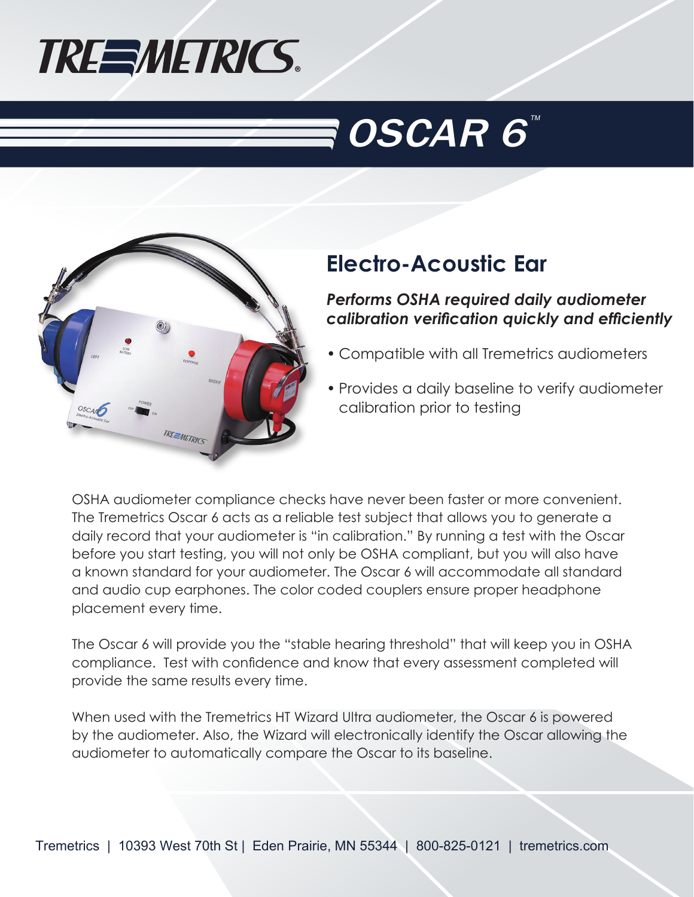# TREMETRICS®

# OSCAR 6™

## Electro-Acoustic Ear

***Performs OSHA required daily audiometer calibration verification quickly and efficiently***

- Compatible with all Tremetrics audiometers
- Provides a daily baseline to verify audiometer calibration prior to testing

OSHA audiometer compliance checks have never been faster or more convenient. The Tremetrics Oscar 6 acts as a reliable test subject that allows you to generate a daily record that your audiometer is "in calibration." By running a test with the Oscar before you start testing, you will not only be OSHA compliant, but you will also have a known standard for your audiometer. The Oscar 6 will accommodate all standard and audio cup earphones. The color coded couplers ensure proper headphone placement every time.

The Oscar 6 will provide you the "stable hearing threshold" that will keep you in OSHA compliance. Test with confidence and know that every assessment completed will provide the same results every time.

When used with the Tremetrics HT Wizard Ultra audiometer, the Oscar 6 is powered by the audiometer. Also, the Wizard will electronically identify the Oscar allowing the audiometer to automatically compare the Oscar to its baseline.

Tremetrics | 10393 West 70th St | Eden Prairie, MN 55344 | 800-825-0121 | tremetrics.com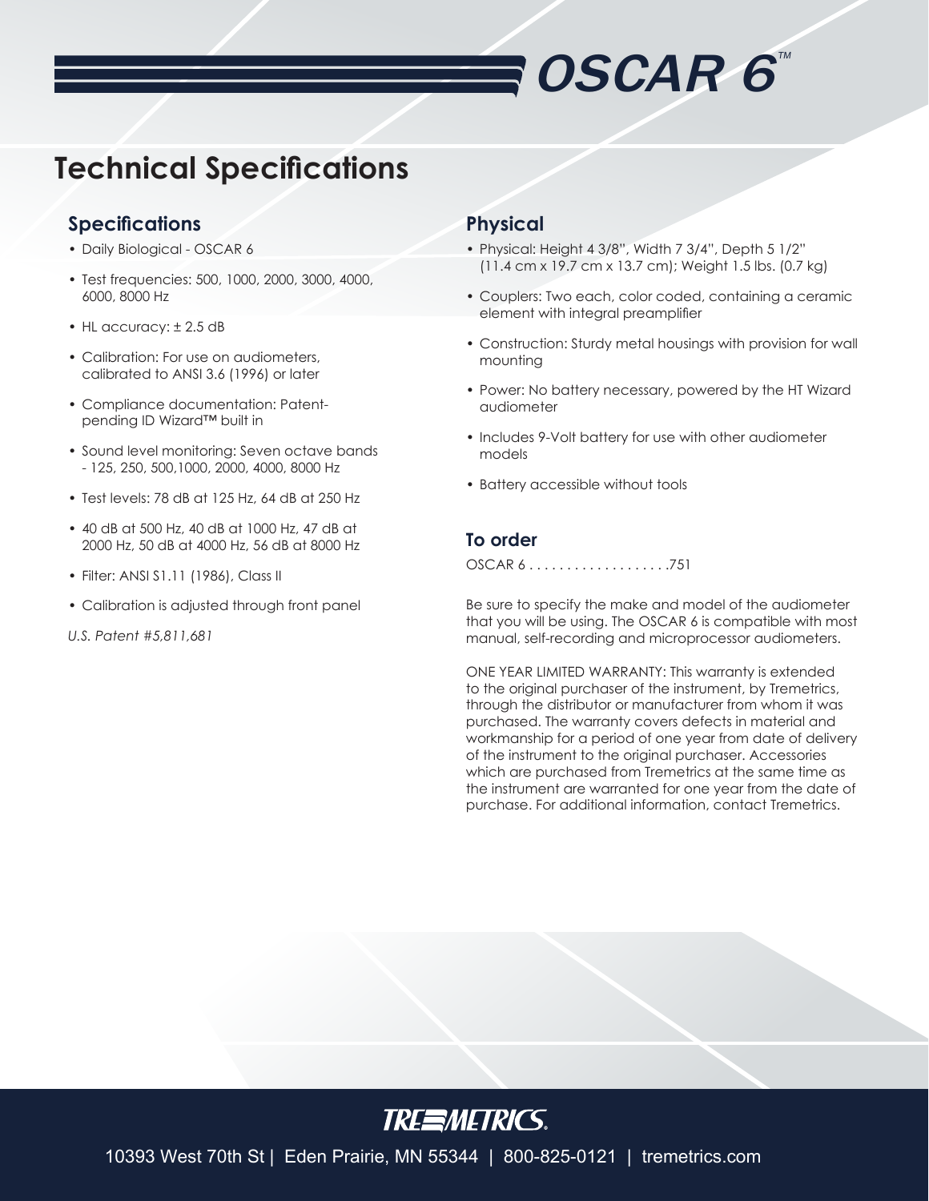# OSCAR 6™

## Technical Specifications

### Specifications

- Daily Biological - OSCAR 6
- Test frequencies: 500, 1000, 2000, 3000, 4000, 6000, 8000 Hz
- HL accuracy: ± 2.5 dB
- Calibration: For use on audiometers, calibrated to ANSI 3.6 (1996) or later
- Compliance documentation: Patent-pending ID Wizard™ built in
- Sound level monitoring: Seven octave bands - 125, 250, 500,1000, 2000, 4000, 8000 Hz
- Test levels: 78 dB at 125 Hz, 64 dB at 250 Hz
- 40 dB at 500 Hz, 40 dB at 1000 Hz, 47 dB at 2000 Hz, 50 dB at 4000 Hz, 56 dB at 8000 Hz
- Filter: ANSI S1.11 (1986), Class II
- Calibration is adjusted through front panel

*U.S. Patent #5,811,681*

### Physical

- Physical: Height 4 3/8", Width 7 3/4", Depth 5 1/2" (11.4 cm x 19.7 cm x 13.7 cm); Weight 1.5 lbs. (0.7 kg)
- Couplers: Two each, color coded, containing a ceramic element with integral preamplifier
- Construction: Sturdy metal housings with provision for wall mounting
- Power: No battery necessary, powered by the HT Wizard audiometer
- Includes 9-Volt battery for use with other audiometer models
- Battery accessible without tools

### To order

OSCAR 6 . . . . . . . . . . . . . . . . . . .751

Be sure to specify the make and model of the audiometer that you will be using. The OSCAR 6 is compatible with most manual, self-recording and microprocessor audiometers.

ONE YEAR LIMITED WARRANTY: This warranty is extended to the original purchaser of the instrument, by Tremetrics, through the distributor or manufacturer from whom it was purchased. The warranty covers defects in material and workmanship for a period of one year from date of delivery of the instrument to the original purchaser. Accessories which are purchased from Tremetrics at the same time as the instrument are warranted for one year from the date of purchase. For additional information, contact Tremetrics.

TREMETRICS

10393 West 70th St | Eden Prairie, MN 55344 | 800-825-0121 | tremetrics.com